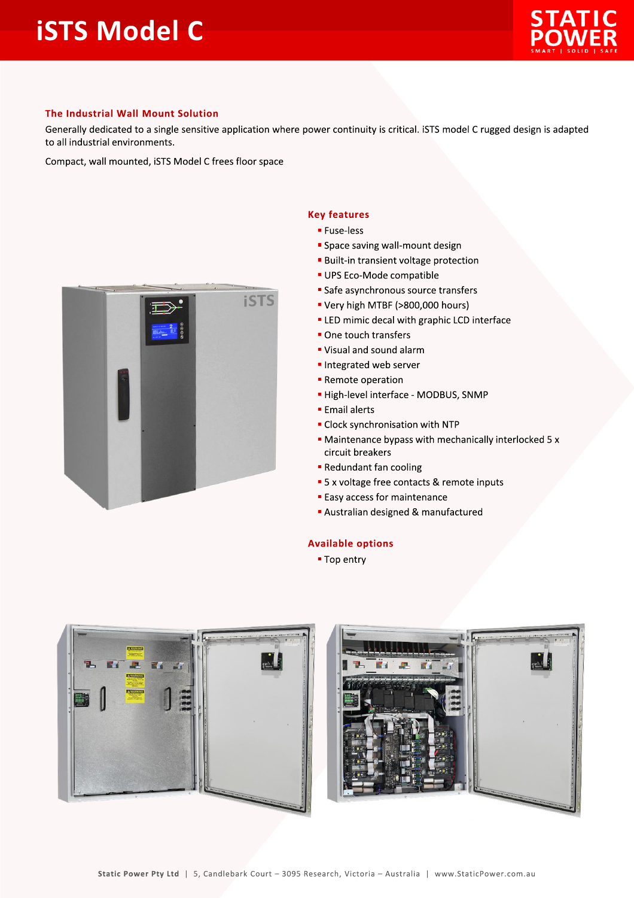# iSTS Model C

## The Industrial Wall Mount Solution

Generally dedicated to a single sensitive application where power continuity is critical. iSTS model C rugged design is adapted to all industrial environments.

Compact, wall mounted, iSTS Model C frees floor space

### Key features

- Fuse-less
- Space saving wall-mount design
- Built-in transient voltage protection
- UPS Eco-Mode compatible
- Safe asynchronous source transfers
- Very high MTBF (>800,000 hours)
- LED mimic decal with graphic LCD interface
- One touch transfers
- Visual and sound alarm
- Integrated web server
- Remote operation
- High-level interface - MODBUS, SNMP
- Email alerts
- Clock synchronisation with NTP
- Maintenance bypass with mechanically interlocked 5 x circuit breakers
- Redundant fan cooling
- 5 x voltage free contacts & remote inputs
- Easy access for maintenance
- Australian designed & manufactured

### Available options

- Top entry

Static Power Pty Ltd | 5, Candlebark Court – 3095 Research, Victoria – Australia | www.StaticPower.com.au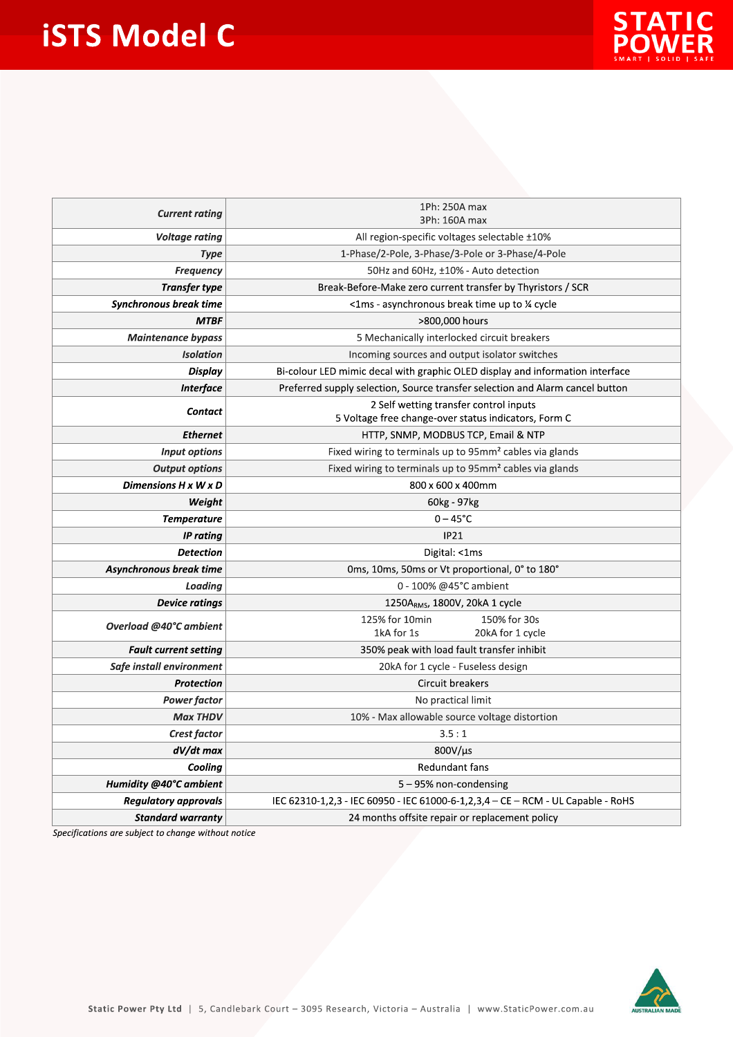# iSTS Model C

| | |
|---|---|
| ***Current rating*** | 1Ph: 250A max<br>3Ph: 160A max |
| ***Voltage rating*** | All region-specific voltages selectable ±10% |
| ***Type*** | 1-Phase/2-Pole, 3-Phase/3-Pole or 3-Phase/4-Pole |
| ***Frequency*** | 50Hz and 60Hz, ±10% - Auto detection |
| ***Transfer type*** | Break-Before-Make zero current transfer by Thyristors / SCR |
| ***Synchronous break time*** | <1ms - asynchronous break time up to ¼ cycle |
| ***MTBF*** | >800,000 hours |
| ***Maintenance bypass*** | 5 Mechanically interlocked circuit breakers |
| ***Isolation*** | Incoming sources and output isolator switches |
| ***Display*** | Bi-colour LED mimic decal with graphic OLED display and information interface |
| ***Interface*** | Preferred supply selection, Source transfer selection and Alarm cancel button |
| ***Contact*** | 2 Self wetting transfer control inputs<br>5 Voltage free change-over status indicators, Form C |
| ***Ethernet*** | HTTP, SNMP, MODBUS TCP, Email & NTP |
| ***Input options*** | Fixed wiring to terminals up to 95mm² cables via glands |
| ***Output options*** | Fixed wiring to terminals up to 95mm² cables via glands |
| ***Dimensions H x W x D*** | 800 x 600 x 400mm |
| ***Weight*** | 60kg - 97kg |
| ***Temperature*** | 0 – 45°C |
| ***IP rating*** | IP21 |
| ***Detection*** | Digital: <1ms |
| ***Asynchronous break time*** | 0ms, 10ms, 50ms or Vt proportional, 0° to 180° |
| ***Loading*** | 0 - 100% @45°C ambient |
| ***Device ratings*** | 1250$A_{RMS}$, 1800V, 20kA 1 cycle |
| ***Overload @40°C ambient*** | 125% for 10min  150% for 30s<br>1kA for 1s  20kA for 1 cycle |
| ***Fault current setting*** | 350% peak with load fault transfer inhibit |
| ***Safe install environment*** | 20kA for 1 cycle - Fuseless design |
| ***Protection*** | Circuit breakers |
| ***Power factor*** | No practical limit |
| ***Max THDV*** | 10% - Max allowable source voltage distortion |
| ***Crest factor*** | 3.5 : 1 |
| ***dV/dt max*** | 800V/µs |
| ***Cooling*** | Redundant fans |
| ***Humidity @40°C ambient*** | 5 – 95% non-condensing |
| ***Regulatory approvals*** | IEC 62310-1,2,3 - IEC 60950 - IEC 61000-6-1,2,3,4 – CE – RCM - UL Capable - RoHS |
| ***Standard warranty*** | 24 months offsite repair or replacement policy |

*Specifications are subject to change without notice*